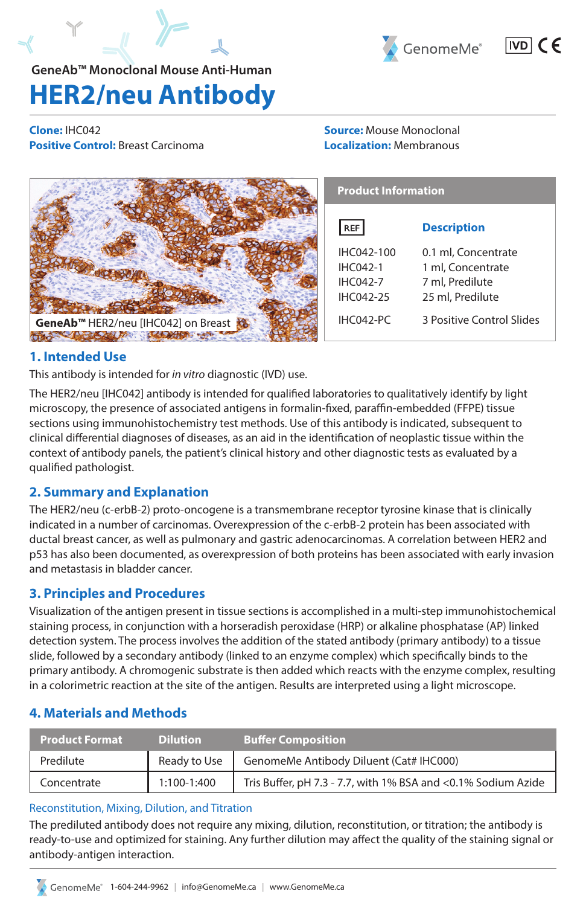GeneAb™ Monoclonal Mouse Anti-Human

# HER2/neu Antibody

**Clone:** IHC042
**Positive Control:** Breast Carcinoma
**Source:** Mouse Monoclonal
**Localization:** Membranous

GeneAb™ HER2/neu [IHC042] on Breast

**Product Information**

| REF | Description |
|---|---|
| IHC042-100 | 0.1 ml, Concentrate |
| IHC042-1 | 1 ml, Concentrate |
| IHC042-7 | 7 ml, Predilute |
| IHC042-25 | 25 ml, Predilute |
| IHC042-PC | 3 Positive Control Slides |

## 1. Intended Use

This antibody is intended for *in vitro* diagnostic (IVD) use.

The HER2/neu [IHC042] antibody is intended for qualified laboratories to qualitatively identify by light microscopy, the presence of associated antigens in formalin-fixed, paraffin-embedded (FFPE) tissue sections using immunohistochemistry test methods. Use of this antibody is indicated, subsequent to clinical differential diagnoses of diseases, as an aid in the identification of neoplastic tissue within the context of antibody panels, the patient's clinical history and other diagnostic tests as evaluated by a qualified pathologist.

## 2. Summary and Explanation

The HER2/neu (c-erbB-2) proto-oncogene is a transmembrane receptor tyrosine kinase that is clinically indicated in a number of carcinomas. Overexpression of the c-erbB-2 protein has been associated with ductal breast cancer, as well as pulmonary and gastric adenocarcinomas. A correlation between HER2 and p53 has also been documented, as overexpression of both proteins has been associated with early invasion and metastasis in bladder cancer.

## 3. Principles and Procedures

Visualization of the antigen present in tissue sections is accomplished in a multi-step immunohistochemical staining process, in conjunction with a horseradish peroxidase (HRP) or alkaline phosphatase (AP) linked detection system. The process involves the addition of the stated antibody (primary antibody) to a tissue slide, followed by a secondary antibody (linked to an enzyme complex) which specifically binds to the primary antibody. A chromogenic substrate is then added which reacts with the enzyme complex, resulting in a colorimetric reaction at the site of the antigen. Results are interpreted using a light microscope.

## 4. Materials and Methods

| Product Format | Dilution | Buffer Composition |
|---|---|---|
| Predilute | Ready to Use | GenomeMe Antibody Diluent (Cat# IHC000) |
| Concentrate | 1:100-1:400 | Tris Buffer, pH 7.3 - 7.7, with 1% BSA and <0.1% Sodium Azide |

### Reconstitution, Mixing, Dilution, and Titration

The prediluted antibody does not require any mixing, dilution, reconstitution, or titration; the antibody is ready-to-use and optimized for staining. Any further dilution may affect the quality of the staining signal or antibody-antigen interaction.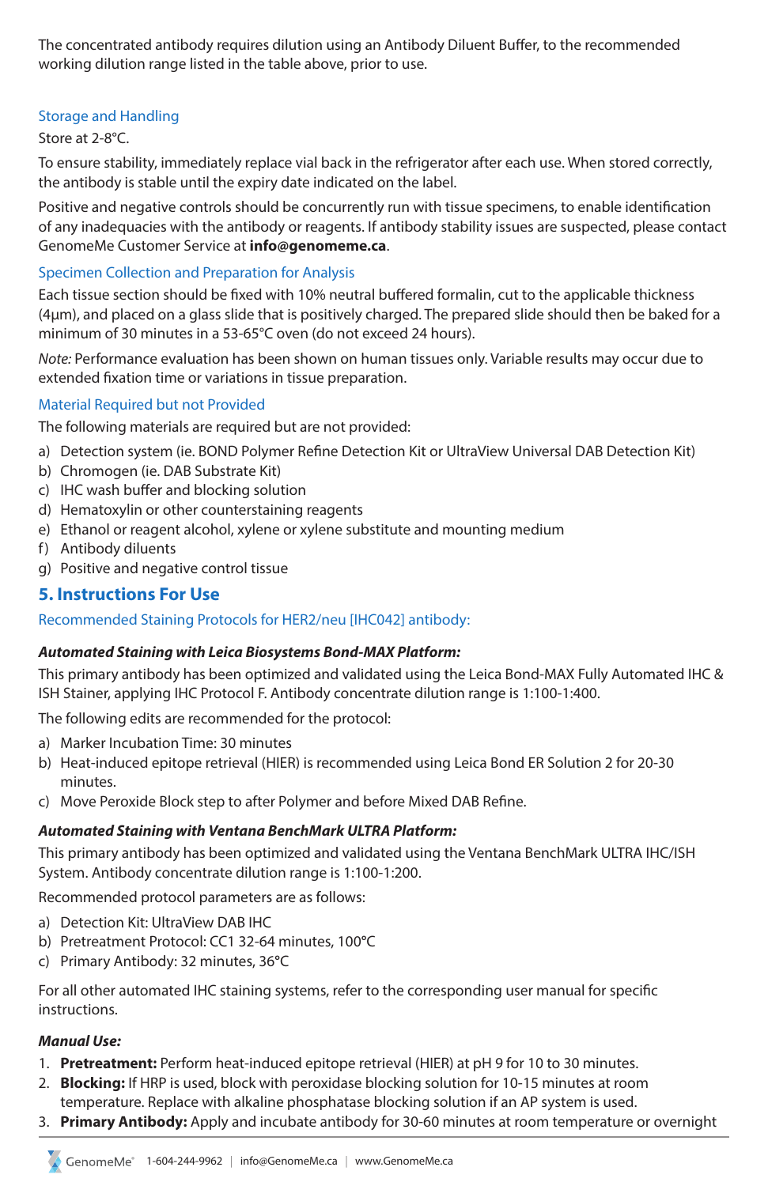The concentrated antibody requires dilution using an Antibody Diluent Buffer, to the recommended working dilution range listed in the table above, prior to use.

### Storage and Handling

Store at 2-8°C.

To ensure stability, immediately replace vial back in the refrigerator after each use. When stored correctly, the antibody is stable until the expiry date indicated on the label.

Positive and negative controls should be concurrently run with tissue specimens, to enable identification of any inadequacies with the antibody or reagents. If antibody stability issues are suspected, please contact GenomeMe Customer Service at **info@genomeme.ca**.

### Specimen Collection and Preparation for Analysis

Each tissue section should be fixed with 10% neutral buffered formalin, cut to the applicable thickness (4μm), and placed on a glass slide that is positively charged. The prepared slide should then be baked for a minimum of 30 minutes in a 53-65°C oven (do not exceed 24 hours).

*Note:* Performance evaluation has been shown on human tissues only. Variable results may occur due to extended fixation time or variations in tissue preparation.

### Material Required but not Provided

The following materials are required but are not provided:

a) Detection system (ie. BOND Polymer Refine Detection Kit or UltraView Universal DAB Detection Kit)
b) Chromogen (ie. DAB Substrate Kit)
c) IHC wash buffer and blocking solution
d) Hematoxylin or other counterstaining reagents
e) Ethanol or reagent alcohol, xylene or xylene substitute and mounting medium
f) Antibody diluents
g) Positive and negative control tissue

## 5. Instructions For Use

### Recommended Staining Protocols for HER2/neu [IHC042] antibody:

***Automated Staining with Leica Biosystems Bond-MAX Platform:***

This primary antibody has been optimized and validated using the Leica Bond-MAX Fully Automated IHC & ISH Stainer, applying IHC Protocol F. Antibody concentrate dilution range is 1:100-1:400.

The following edits are recommended for the protocol:

a) Marker Incubation Time: 30 minutes
b) Heat-induced epitope retrieval (HIER) is recommended using Leica Bond ER Solution 2 for 20-30 minutes.
c) Move Peroxide Block step to after Polymer and before Mixed DAB Refine.

***Automated Staining with Ventana BenchMark ULTRA Platform:***

This primary antibody has been optimized and validated using the Ventana BenchMark ULTRA IHC/ISH System. Antibody concentrate dilution range is 1:100-1:200.

Recommended protocol parameters are as follows:

a) Detection Kit: UltraView DAB IHC
b) Pretreatment Protocol: CC1 32-64 minutes, 100°C
c) Primary Antibody: 32 minutes, 36°C

For all other automated IHC staining systems, refer to the corresponding user manual for specific instructions.

***Manual Use:***

1. **Pretreatment:** Perform heat-induced epitope retrieval (HIER) at pH 9 for 10 to 30 minutes.
2. **Blocking:** If HRP is used, block with peroxidase blocking solution for 10-15 minutes at room temperature. Replace with alkaline phosphatase blocking solution if an AP system is used.
3. **Primary Antibody:** Apply and incubate antibody for 30-60 minutes at room temperature or overnight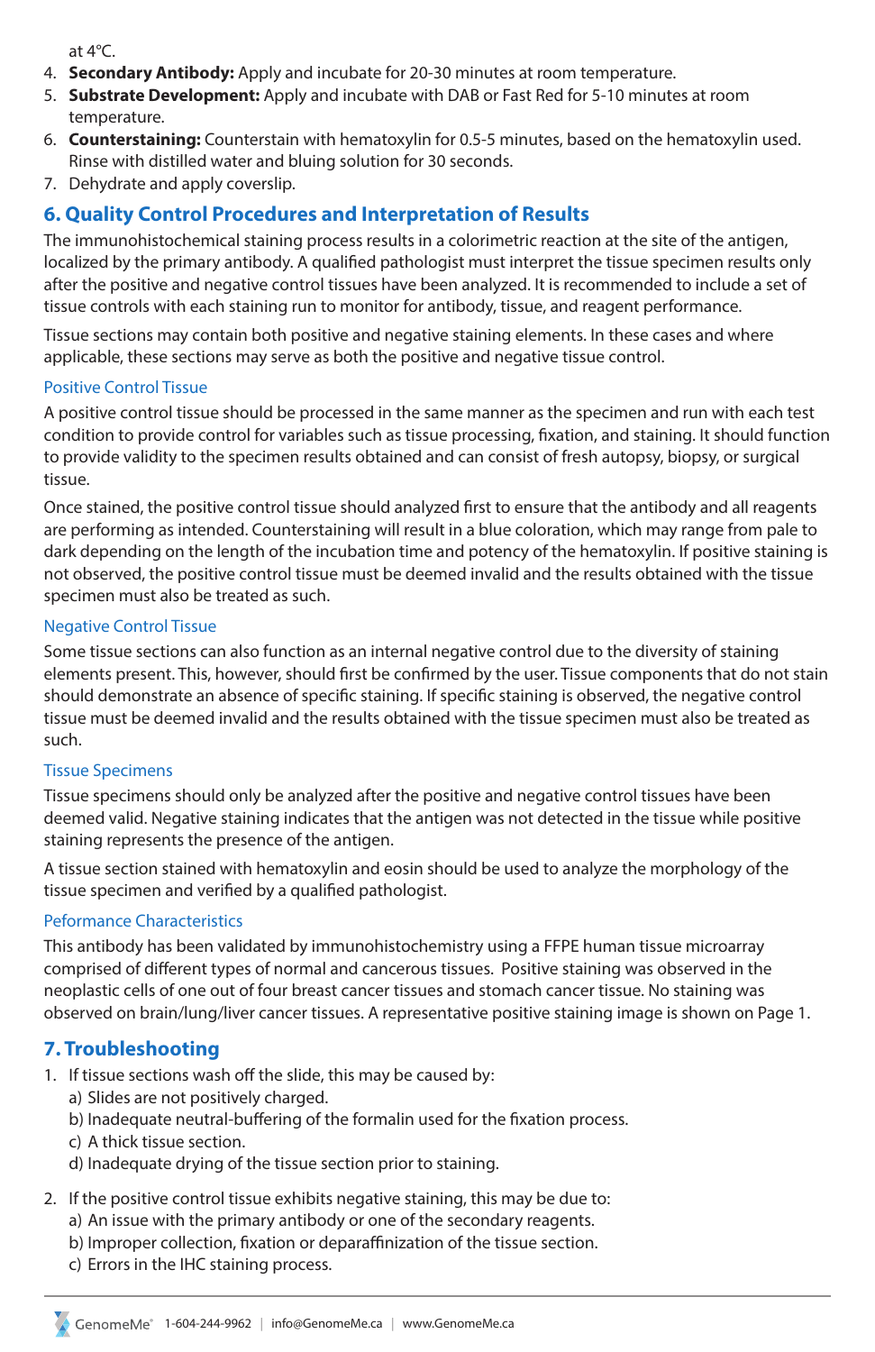at 4°C.

4. **Secondary Antibody:** Apply and incubate for 20-30 minutes at room temperature.
5. **Substrate Development:** Apply and incubate with DAB or Fast Red for 5-10 minutes at room temperature.
6. **Counterstaining:** Counterstain with hematoxylin for 0.5-5 minutes, based on the hematoxylin used. Rinse with distilled water and bluing solution for 30 seconds.
7. Dehydrate and apply coverslip.

## 6. Quality Control Procedures and Interpretation of Results

The immunohistochemical staining process results in a colorimetric reaction at the site of the antigen, localized by the primary antibody. A qualified pathologist must interpret the tissue specimen results only after the positive and negative control tissues have been analyzed. It is recommended to include a set of tissue controls with each staining run to monitor for antibody, tissue, and reagent performance.

Tissue sections may contain both positive and negative staining elements. In these cases and where applicable, these sections may serve as both the positive and negative tissue control.

### Positive Control Tissue

A positive control tissue should be processed in the same manner as the specimen and run with each test condition to provide control for variables such as tissue processing, fixation, and staining. It should function to provide validity to the specimen results obtained and can consist of fresh autopsy, biopsy, or surgical tissue.

Once stained, the positive control tissue should analyzed first to ensure that the antibody and all reagents are performing as intended. Counterstaining will result in a blue coloration, which may range from pale to dark depending on the length of the incubation time and potency of the hematoxylin. If positive staining is not observed, the positive control tissue must be deemed invalid and the results obtained with the tissue specimen must also be treated as such.

### Negative Control Tissue

Some tissue sections can also function as an internal negative control due to the diversity of staining elements present. This, however, should first be confirmed by the user. Tissue components that do not stain should demonstrate an absence of specific staining. If specific staining is observed, the negative control tissue must be deemed invalid and the results obtained with the tissue specimen must also be treated as such.

### Tissue Specimens

Tissue specimens should only be analyzed after the positive and negative control tissues have been deemed valid. Negative staining indicates that the antigen was not detected in the tissue while positive staining represents the presence of the antigen.

A tissue section stained with hematoxylin and eosin should be used to analyze the morphology of the tissue specimen and verified by a qualified pathologist.

### Peformance Characteristics

This antibody has been validated by immunohistochemistry using a FFPE human tissue microarray comprised of different types of normal and cancerous tissues. Positive staining was observed in the neoplastic cells of one out of four breast cancer tissues and stomach cancer tissue. No staining was observed on brain/lung/liver cancer tissues. A representative positive staining image is shown on Page 1.

## 7. Troubleshooting

1. If tissue sections wash off the slide, this may be caused by:
   a) Slides are not positively charged.
   b) Inadequate neutral-buffering of the formalin used for the fixation process.
   c) A thick tissue section.
   d) Inadequate drying of the tissue section prior to staining.

2. If the positive control tissue exhibits negative staining, this may be due to:
   a) An issue with the primary antibody or one of the secondary reagents.
   b) Improper collection, fixation or deparaffinization of the tissue section.
   c) Errors in the IHC staining process.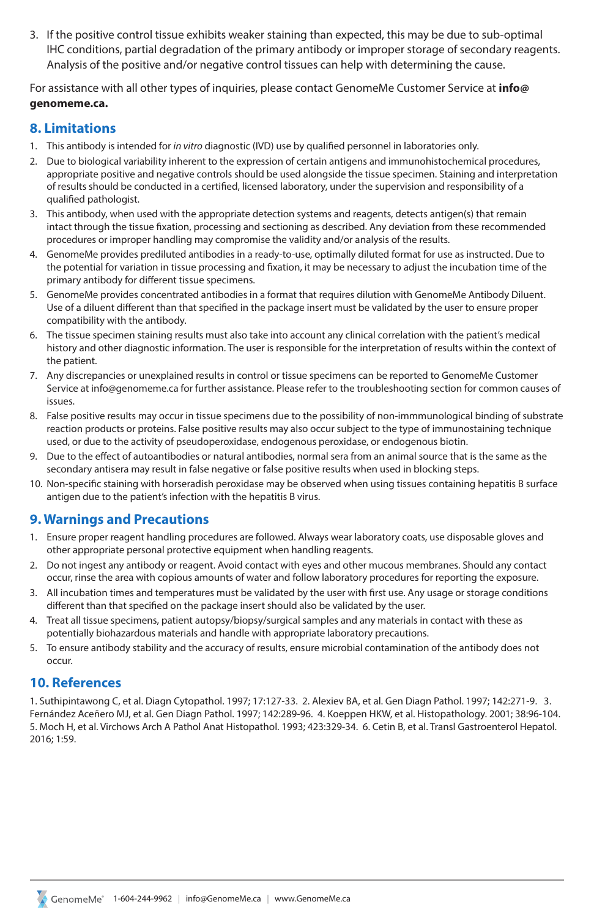3. If the positive control tissue exhibits weaker staining than expected, this may be due to sub-optimal IHC conditions, partial degradation of the primary antibody or improper storage of secondary reagents. Analysis of the positive and/or negative control tissues can help with determining the cause.

For assistance with all other types of inquiries, please contact GenomeMe Customer Service at **info@genomeme.ca.**

## 8. Limitations

1. This antibody is intended for *in vitro* diagnostic (IVD) use by qualified personnel in laboratories only.
2. Due to biological variability inherent to the expression of certain antigens and immunohistochemical procedures, appropriate positive and negative controls should be used alongside the tissue specimen. Staining and interpretation of results should be conducted in a certified, licensed laboratory, under the supervision and responsibility of a qualified pathologist.
3. This antibody, when used with the appropriate detection systems and reagents, detects antigen(s) that remain intact through the tissue fixation, processing and sectioning as described. Any deviation from these recommended procedures or improper handling may compromise the validity and/or analysis of the results.
4. GenomeMe provides prediluted antibodies in a ready-to-use, optimally diluted format for use as instructed. Due to the potential for variation in tissue processing and fixation, it may be necessary to adjust the incubation time of the primary antibody for different tissue specimens.
5. GenomeMe provides concentrated antibodies in a format that requires dilution with GenomeMe Antibody Diluent. Use of a diluent different than that specified in the package insert must be validated by the user to ensure proper compatibility with the antibody.
6. The tissue specimen staining results must also take into account any clinical correlation with the patient's medical history and other diagnostic information. The user is responsible for the interpretation of results within the context of the patient.
7. Any discrepancies or unexplained results in control or tissue specimens can be reported to GenomeMe Customer Service at info@genomeme.ca for further assistance. Please refer to the troubleshooting section for common causes of issues.
8. False positive results may occur in tissue specimens due to the possibility of non-immmunological binding of substrate reaction products or proteins. False positive results may also occur subject to the type of immunostaining technique used, or due to the activity of pseudoperoxidase, endogenous peroxidase, or endogenous biotin.
9. Due to the effect of autoantibodies or natural antibodies, normal sera from an animal source that is the same as the secondary antisera may result in false negative or false positive results when used in blocking steps.
10. Non-specific staining with horseradish peroxidase may be observed when using tissues containing hepatitis B surface antigen due to the patient's infection with the hepatitis B virus.

## 9. Warnings and Precautions

1. Ensure proper reagent handling procedures are followed. Always wear laboratory coats, use disposable gloves and other appropriate personal protective equipment when handling reagents.
2. Do not ingest any antibody or reagent. Avoid contact with eyes and other mucous membranes. Should any contact occur, rinse the area with copious amounts of water and follow laboratory procedures for reporting the exposure.
3. All incubation times and temperatures must be validated by the user with first use. Any usage or storage conditions different than that specified on the package insert should also be validated by the user.
4. Treat all tissue specimens, patient autopsy/biopsy/surgical samples and any materials in contact with these as potentially biohazardous materials and handle with appropriate laboratory precautions.
5. To ensure antibody stability and the accuracy of results, ensure microbial contamination of the antibody does not occur.

## 10. References

1. Suthipintawong C, et al. Diagn Cytopathol. 1997; 17:127-33. 2. Alexiev BA, et al. Gen Diagn Pathol. 1997; 142:271-9. 3. Fernández Aceñero MJ, et al. Gen Diagn Pathol. 1997; 142:289-96. 4. Koeppen HKW, et al. Histopathology. 2001; 38:96-104. 5. Moch H, et al. Virchows Arch A Pathol Anat Histopathol. 1993; 423:329-34. 6. Cetin B, et al. Transl Gastroenterol Hepatol. 2016; 1:59.